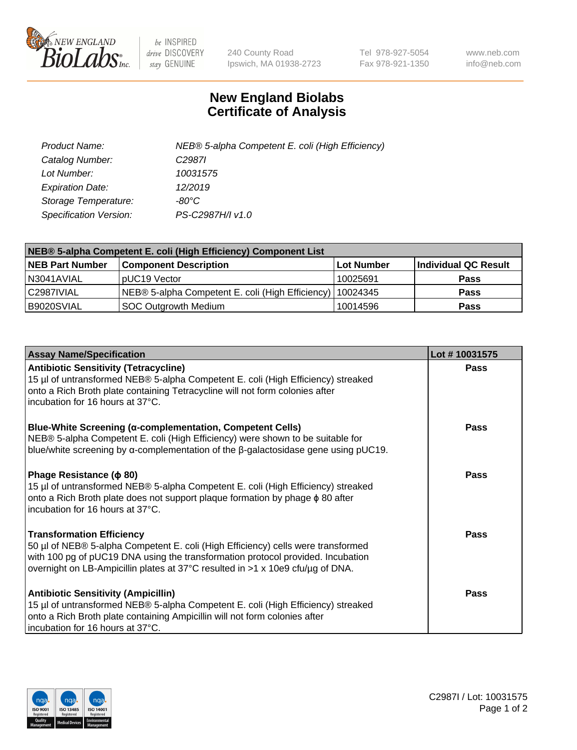New England Biolabs Inc. — be INSPIRED drive DISCOVERY stay GENUINE

240 County Road
Ipswich, MA 01938-2723

Tel 978-927-5054
Fax 978-921-1350

www.neb.com
info@neb.com

# New England Biolabs
# Certificate of Analysis

| | |
|---|---|
| *Product Name:* | *NEB® 5-alpha Competent E. coli (High Efficiency)* |
| *Catalog Number:* | *C2987I* |
| *Lot Number:* | *10031575* |
| *Expiration Date:* | *12/2019* |
| *Storage Temperature:* | *-80°C* |
| *Specification Version:* | *PS-C2987H/I v1.0* |

| NEB® 5-alpha Competent E. coli (High Efficiency) Component List | | | |
|---|---|---|---|
| **NEB Part Number** | **Component Description** | **Lot Number** | **Individual QC Result** |
| N3041AVIAL | pUC19 Vector | 10025691 | **Pass** |
| C2987IVIAL | NEB® 5-alpha Competent E. coli (High Efficiency) | 10024345 | **Pass** |
| B9020SVIAL | SOC Outgrowth Medium | 10014596 | **Pass** |

| Assay Name/Specification | Lot # 10031575 |
|---|---|
| **Antibiotic Sensitivity (Tetracycline)**<br>15 µl of untransformed NEB® 5-alpha Competent E. coli (High Efficiency) streaked onto a Rich Broth plate containing Tetracycline will not form colonies after incubation for 16 hours at 37°C. | **Pass** |
| **Blue-White Screening (α-complementation, Competent Cells)**<br>NEB® 5-alpha Competent E. coli (High Efficiency) were shown to be suitable for blue/white screening by α-complementation of the β-galactosidase gene using pUC19. | **Pass** |
| **Phage Resistance (ϕ 80)**<br>15 µl of untransformed NEB® 5-alpha Competent E. coli (High Efficiency) streaked onto a Rich Broth plate does not support plaque formation by phage ϕ 80 after incubation for 16 hours at 37°C. | **Pass** |
| **Transformation Efficiency**<br>50 µl of NEB® 5-alpha Competent E. coli (High Efficiency) cells were transformed with 100 pg of pUC19 DNA using the transformation protocol provided. Incubation overnight on LB-Ampicillin plates at 37°C resulted in >1 x 10e9 cfu/µg of DNA. | **Pass** |
| **Antibiotic Sensitivity (Ampicillin)**<br>15 µl of untransformed NEB® 5-alpha Competent E. coli (High Efficiency) streaked onto a Rich Broth plate containing Ampicillin will not form colonies after incubation for 16 hours at 37°C. | **Pass** |

C2987I / Lot: 10031575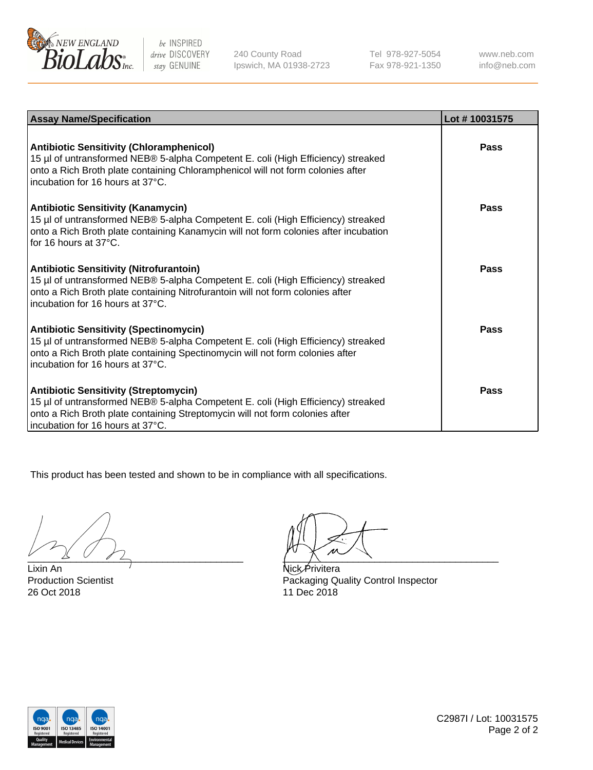| Assay Name/Specification | Lot # 10031575 |
|---|---|
| **Antibiotic Sensitivity (Chloramphenicol)**<br>15 µl of untransformed NEB® 5-alpha Competent E. coli (High Efficiency) streaked onto a Rich Broth plate containing Chloramphenicol will not form colonies after incubation for 16 hours at 37°C. | **Pass** |
| **Antibiotic Sensitivity (Kanamycin)**<br>15 µl of untransformed NEB® 5-alpha Competent E. coli (High Efficiency) streaked onto a Rich Broth plate containing Kanamycin will not form colonies after incubation for 16 hours at 37°C. | **Pass** |
| **Antibiotic Sensitivity (Nitrofurantoin)**<br>15 µl of untransformed NEB® 5-alpha Competent E. coli (High Efficiency) streaked onto a Rich Broth plate containing Nitrofurantoin will not form colonies after incubation for 16 hours at 37°C. | **Pass** |
| **Antibiotic Sensitivity (Spectinomycin)**<br>15 µl of untransformed NEB® 5-alpha Competent E. coli (High Efficiency) streaked onto a Rich Broth plate containing Spectinomycin will not form colonies after incubation for 16 hours at 37°C. | **Pass** |
| **Antibiotic Sensitivity (Streptomycin)**<br>15 µl of untransformed NEB® 5-alpha Competent E. coli (High Efficiency) streaked onto a Rich Broth plate containing Streptomycin will not form colonies after incubation for 16 hours at 37°C. | **Pass** |

This product has been tested and shown to be in compliance with all specifications.

Lixin An
Production Scientist
26 Oct 2018

Nick Privitera
Packaging Quality Control Inspector
11 Dec 2018

C2987I / Lot: 10031575